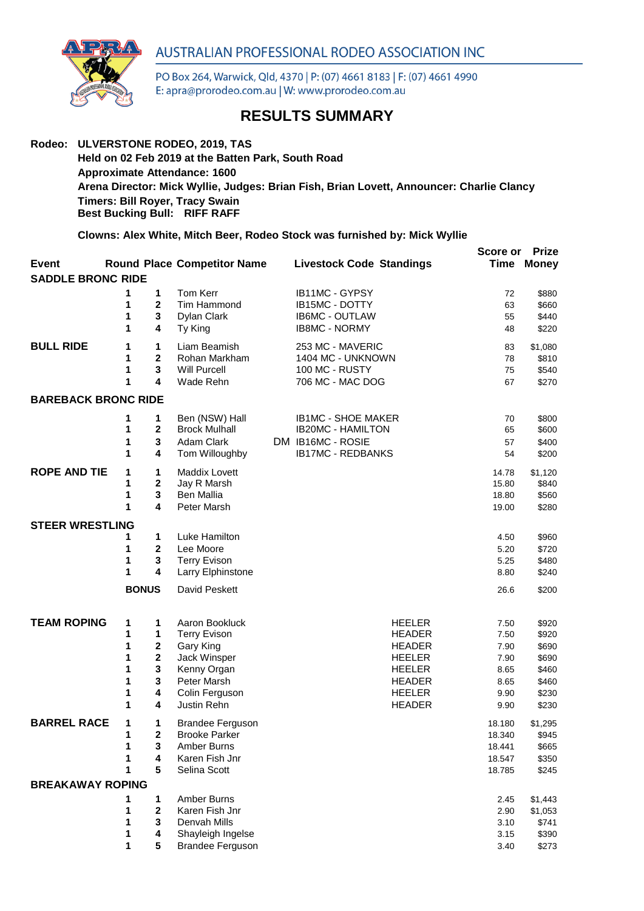AUSTRALIAN PROFESSIONAL RODEO ASSOCIATION INC

PO Box 264, Warwick, Qld, 4370 | P: (07) 4661 8183 | F: (07) 4661 4990
E: apra@prorodeo.com.au | W: www.prorodeo.com.au

# RESULTS SUMMARY

**Rodeo: ULVERSTONE RODEO, 2019, TAS**
**Held on 02 Feb 2019 at the Batten Park, South Road**
**Approximate Attendance: 1600**
**Arena Director: Mick Wyllie, Judges: Brian Fish, Brian Lovett, Announcer: Charlie Clancy**
**Timers: Bill Royer, Tracy Swain**
**Best Bucking Bull: RIFF RAFF**

**Clowns: Alex White, Mitch Beer, Rodeo Stock was furnished by: Mick Wyllie**

| Event | Round | Place | Competitor Name | Livestock Code | Standings | Score or Time | Prize Money |
|---|---|---|---|---|---|---|---|
| **SADDLE BRONC RIDE** | | | | | | | |
| | 1 | 1 | Tom Kerr | IB11MC - GYPSY | | 72 | $880 |
| | 1 | 2 | Tim Hammond | IB15MC - DOTTY | | 63 | $660 |
| | 1 | 3 | Dylan Clark | IB6MC - OUTLAW | | 55 | $440 |
| | 1 | 4 | Ty King | IB8MC - NORMY | | 48 | $220 |
| **BULL RIDE** | 1 | 1 | Liam Beamish | 253 MC - MAVERIC | | 83 | $1,080 |
| | 1 | 2 | Rohan Markham | 1404 MC - UNKNOWN | | 78 | $810 |
| | 1 | 3 | Will Purcell | 100 MC - RUSTY | | 75 | $540 |
| | 1 | 4 | Wade Rehn | 706 MC - MAC DOG | | 67 | $270 |
| **BAREBACK BRONC RIDE** | | | | | | | |
| | 1 | 1 | Ben (NSW) Hall | IB1MC - SHOE MAKER | | 70 | $800 |
| | 1 | 2 | Brock Mulhall | IB20MC - HAMILTON | | 65 | $600 |
| | 1 | 3 | Adam Clark | DM IB16MC - ROSIE | | 57 | $400 |
| | 1 | 4 | Tom Willoughby | IB17MC - REDBANKS | | 54 | $200 |
| **ROPE AND TIE** | 1 | 1 | Maddix Lovett | | | 14.78 | $1,120 |
| | 1 | 2 | Jay R Marsh | | | 15.80 | $840 |
| | 1 | 3 | Ben Mallia | | | 18.80 | $560 |
| | 1 | 4 | Peter Marsh | | | 19.00 | $280 |
| **STEER WRESTLING** | | | | | | | |
| | 1 | 1 | Luke Hamilton | | | 4.50 | $960 |
| | 1 | 2 | Lee Moore | | | 5.20 | $720 |
| | 1 | 3 | Terry Evison | | | 5.25 | $480 |
| | 1 | 4 | Larry Elphinstone | | | 8.80 | $240 |
| | **BONUS** | | David Peskett | | | 26.6 | $200 |
| **TEAM ROPING** | 1 | 1 | Aaron Bookluck | | HEELER | 7.50 | $920 |
| | 1 | 1 | Terry Evison | | HEADER | 7.50 | $920 |
| | 1 | 2 | Gary King | | HEADER | 7.90 | $690 |
| | 1 | 2 | Jack Winsper | | HEELER | 7.90 | $690 |
| | 1 | 3 | Kenny Organ | | HEELER | 8.65 | $460 |
| | 1 | 3 | Peter Marsh | | HEADER | 8.65 | $460 |
| | 1 | 4 | Colin Ferguson | | HEELER | 9.90 | $230 |
| | 1 | 4 | Justin Rehn | | HEADER | 9.90 | $230 |
| **BARREL RACE** | 1 | 1 | Brandee Ferguson | | | 18.180 | $1,295 |
| | 1 | 2 | Brooke Parker | | | 18.340 | $945 |
| | 1 | 3 | Amber Burns | | | 18.441 | $665 |
| | 1 | 4 | Karen Fish Jnr | | | 18.547 | $350 |
| | 1 | 5 | Selina Scott | | | 18.785 | $245 |
| **BREAKAWAY ROPING** | | | | | | | |
| | 1 | 1 | Amber Burns | | | 2.45 | $1,443 |
| | 1 | 2 | Karen Fish Jnr | | | 2.90 | $1,053 |
| | 1 | 3 | Denvah Mills | | | 3.10 | $741 |
| | 1 | 4 | Shayleigh Ingelse | | | 3.15 | $390 |
| | 1 | 5 | Brandee Ferguson | | | 3.40 | $273 |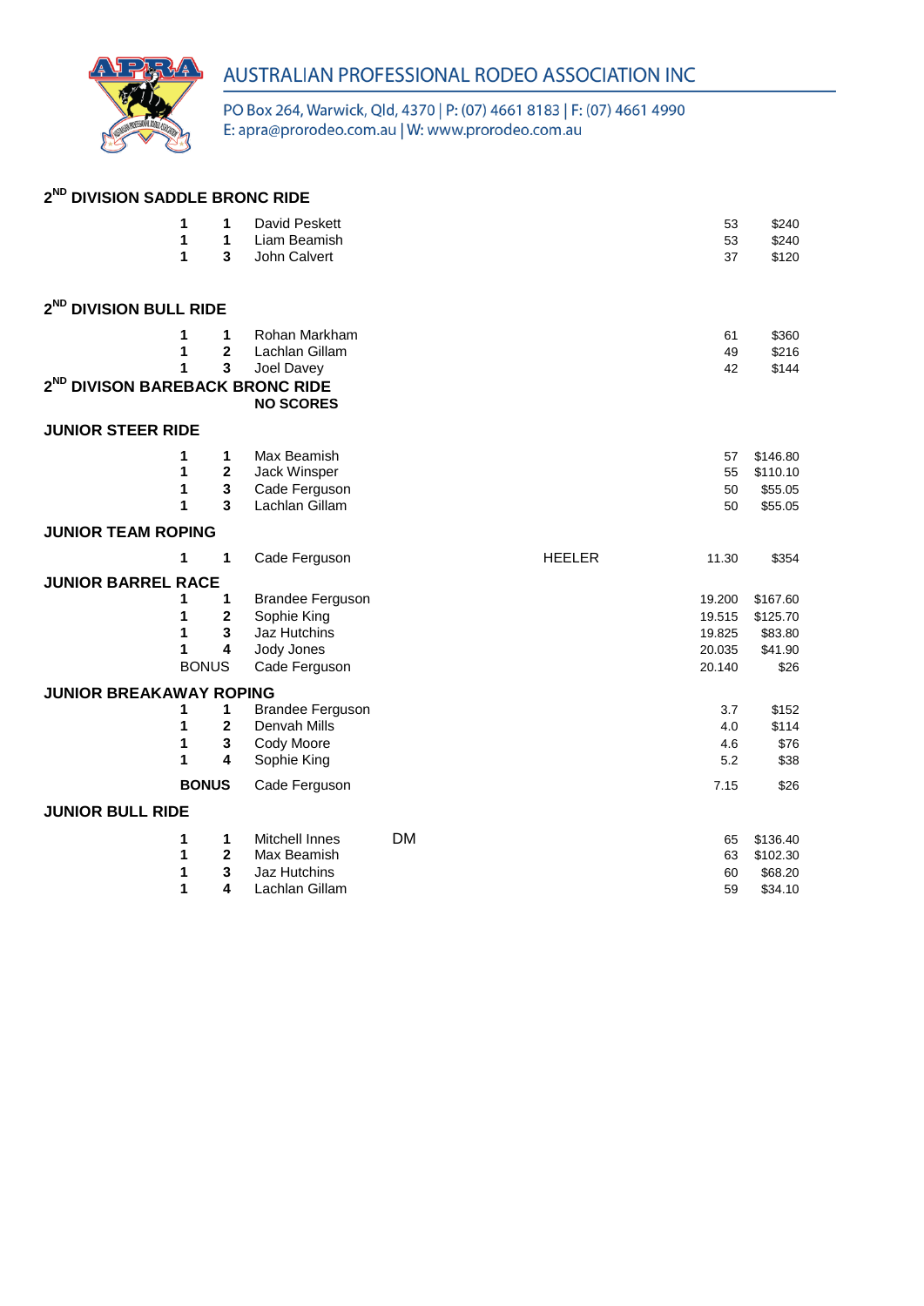AUSTRALIAN PROFESSIONAL RODEO ASSOCIATION INC

PO Box 264, Warwick, Qld, 4370 | P: (07) 4661 8183 | F: (07) 4661 4990
E: apra@prorodeo.com.au | W: www.prorodeo.com.au

## 2ND DIVISION SADDLE BRONC RIDE

| | | | | | |
|---|---|---|---|---|---|
| 1 | 1 | David Peskett | | 53 | $240 |
| 1 | 1 | Liam Beamish | | 53 | $240 |
| 1 | 3 | John Calvert | | 37 | $120 |

## 2ND DIVISION BULL RIDE

| | | | | | |
|---|---|---|---|---|---|
| 1 | 1 | Rohan Markham | | 61 | $360 |
| 1 | 2 | Lachlan Gillam | | 49 | $216 |
| 1 | 3 | Joel Davey | | 42 | $144 |

## 2ND DIVISON BAREBACK BRONC RIDE

**NO SCORES**

## JUNIOR STEER RIDE

| | | | | | |
|---|---|---|---|---|---|
| 1 | 1 | Max Beamish | | 57 | $146.80 |
| 1 | 2 | Jack Winsper | | 55 | $110.10 |
| 1 | 3 | Cade Ferguson | | 50 | $55.05 |
| 1 | 3 | Lachlan Gillam | | 50 | $55.05 |

## JUNIOR TEAM ROPING

| | | | | | |
|---|---|---|---|---|---|
| 1 | 1 | Cade Ferguson | HEELER | 11.30 | $354 |

## JUNIOR BARREL RACE

| | | | | | |
|---|---|---|---|---|---|
| 1 | 1 | Brandee Ferguson | | 19.200 | $167.60 |
| 1 | 2 | Sophie King | | 19.515 | $125.70 |
| 1 | 3 | Jaz Hutchins | | 19.825 | $83.80 |
| 1 | 4 | Jody Jones | | 20.035 | $41.90 |
| BONUS | | Cade Ferguson | | 20.140 | $26 |

## JUNIOR BREAKAWAY ROPING

| | | | | | |
|---|---|---|---|---|---|
| 1 | 1 | Brandee Ferguson | | 3.7 | $152 |
| 1 | 2 | Denvah Mills | | 4.0 | $114 |
| 1 | 3 | Cody Moore | | 4.6 | $76 |
| 1 | 4 | Sophie King | | 5.2 | $38 |
| **BONUS** | | Cade Ferguson | | 7.15 | $26 |

## JUNIOR BULL RIDE

| | | | | | |
|---|---|---|---|---|---|
| 1 | 1 | Mitchell Innes | DM | 65 | $136.40 |
| 1 | 2 | Max Beamish | | 63 | $102.30 |
| 1 | 3 | Jaz Hutchins | | 60 | $68.20 |
| 1 | 4 | Lachlan Gillam | | 59 | $34.10 |